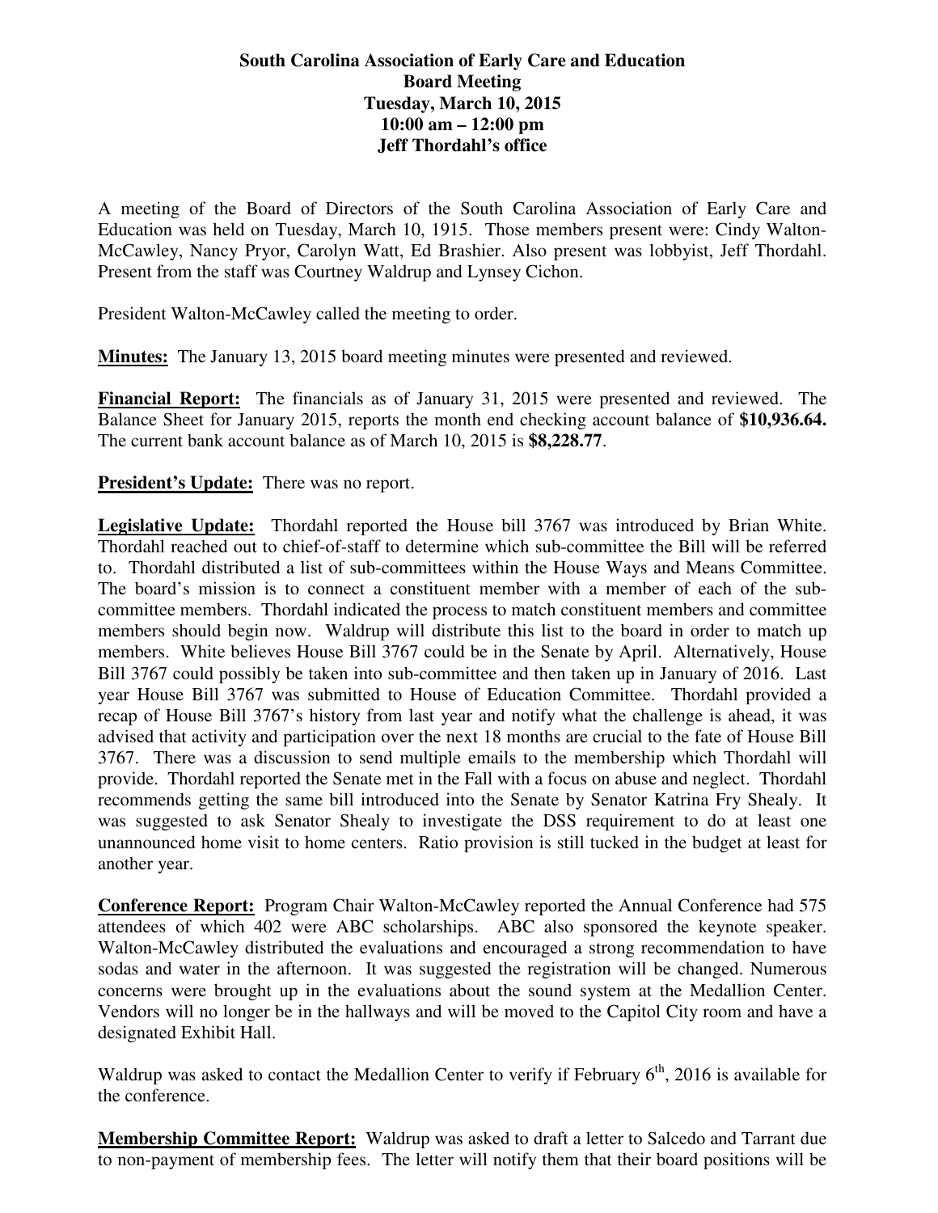**South Carolina Association of Early Care and Education**
**Board Meeting**
**Tuesday, March 10, 2015**
**10:00 am – 12:00 pm**
**Jeff Thordahl's office**

A meeting of the Board of Directors of the South Carolina Association of Early Care and Education was held on Tuesday, March 10, 1915. Those members present were: Cindy Walton-McCawley, Nancy Pryor, Carolyn Watt, Ed Brashier. Also present was lobbyist, Jeff Thordahl. Present from the staff was Courtney Waldrup and Lynsey Cichon.

President Walton-McCawley called the meeting to order.

**Minutes:** The January 13, 2015 board meeting minutes were presented and reviewed.

**Financial Report:** The financials as of January 31, 2015 were presented and reviewed. The Balance Sheet for January 2015, reports the month end checking account balance of **$10,936.64.** The current bank account balance as of March 10, 2015 is **$8,228.77**.

**President's Update:** There was no report.

**Legislative Update:** Thordahl reported the House bill 3767 was introduced by Brian White. Thordahl reached out to chief-of-staff to determine which sub-committee the Bill will be referred to. Thordahl distributed a list of sub-committees within the House Ways and Means Committee. The board's mission is to connect a constituent member with a member of each of the sub-committee members. Thordahl indicated the process to match constituent members and committee members should begin now. Waldrup will distribute this list to the board in order to match up members. White believes House Bill 3767 could be in the Senate by April. Alternatively, House Bill 3767 could possibly be taken into sub-committee and then taken up in January of 2016. Last year House Bill 3767 was submitted to House of Education Committee. Thordahl provided a recap of House Bill 3767's history from last year and notify what the challenge is ahead, it was advised that activity and participation over the next 18 months are crucial to the fate of House Bill 3767. There was a discussion to send multiple emails to the membership which Thordahl will provide. Thordahl reported the Senate met in the Fall with a focus on abuse and neglect. Thordahl recommends getting the same bill introduced into the Senate by Senator Katrina Fry Shealy. It was suggested to ask Senator Shealy to investigate the DSS requirement to do at least one unannounced home visit to home centers. Ratio provision is still tucked in the budget at least for another year.

**Conference Report:** Program Chair Walton-McCawley reported the Annual Conference had 575 attendees of which 402 were ABC scholarships. ABC also sponsored the keynote speaker. Walton-McCawley distributed the evaluations and encouraged a strong recommendation to have sodas and water in the afternoon. It was suggested the registration will be changed. Numerous concerns were brought up in the evaluations about the sound system at the Medallion Center. Vendors will no longer be in the hallways and will be moved to the Capitol City room and have a designated Exhibit Hall.

Waldrup was asked to contact the Medallion Center to verify if February 6th, 2016 is available for the conference.

**Membership Committee Report:** Waldrup was asked to draft a letter to Salcedo and Tarrant due to non-payment of membership fees. The letter will notify them that their board positions will be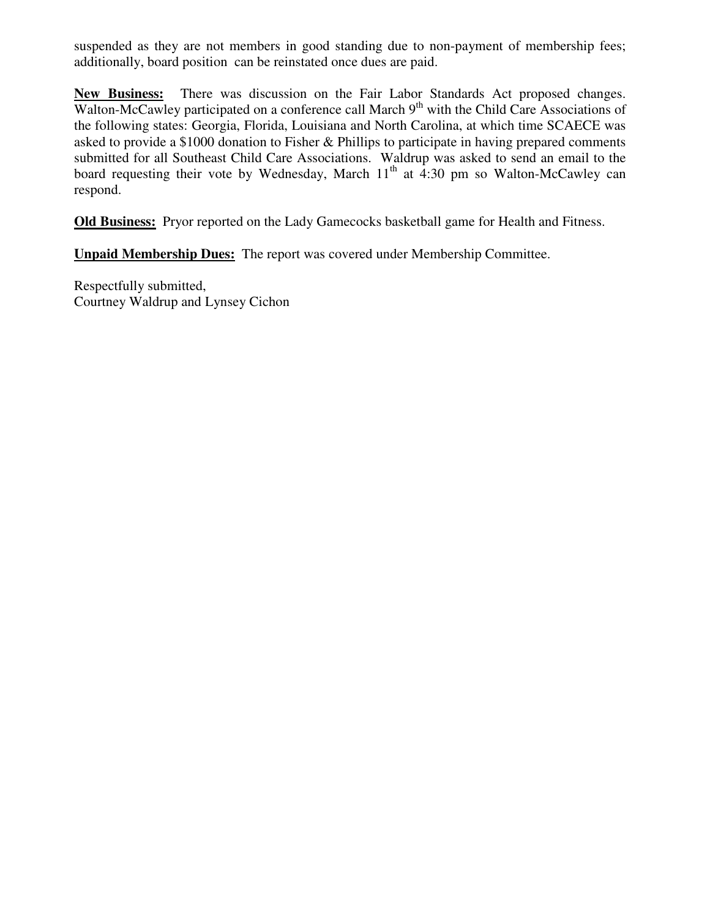suspended as they are not members in good standing due to non-payment of membership fees; additionally, board position can be reinstated once dues are paid.

**New Business:** There was discussion on the Fair Labor Standards Act proposed changes. Walton-McCawley participated on a conference call March 9th with the Child Care Associations of the following states: Georgia, Florida, Louisiana and North Carolina, at which time SCAECE was asked to provide a $1000 donation to Fisher & Phillips to participate in having prepared comments submitted for all Southeast Child Care Associations. Waldrup was asked to send an email to the board requesting their vote by Wednesday, March 11th at 4:30 pm so Walton-McCawley can respond.

**Old Business:** Pryor reported on the Lady Gamecocks basketball game for Health and Fitness.

**Unpaid Membership Dues:** The report was covered under Membership Committee.

Respectfully submitted,
Courtney Waldrup and Lynsey Cichon